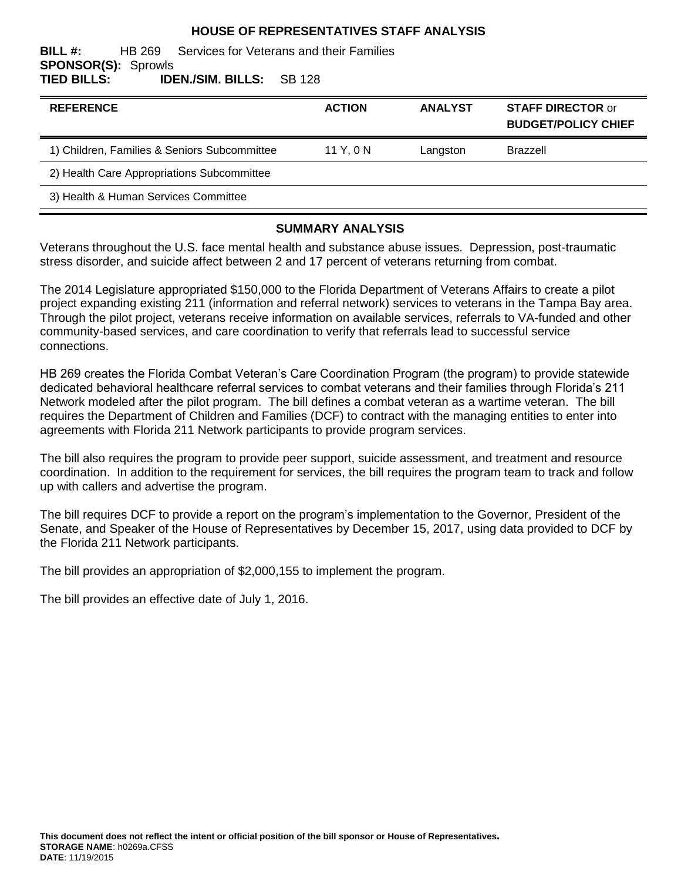# HOUSE OF REPRESENTATIVES STAFF ANALYSIS

**BILL #:** HB 269 Services for Veterans and their Families
**SPONSOR(S):** Sprowls
**TIED BILLS:** **IDEN./SIM. BILLS:** SB 128

| REFERENCE | ACTION | ANALYST | STAFF DIRECTOR or BUDGET/POLICY CHIEF |
|---|---|---|---|
| 1) Children, Families & Seniors Subcommittee | 11 Y, 0 N | Langston | Brazzell |
| 2) Health Care Appropriations Subcommittee | | | |
| 3) Health & Human Services Committee | | | |

## SUMMARY ANALYSIS

Veterans throughout the U.S. face mental health and substance abuse issues. Depression, post-traumatic stress disorder, and suicide affect between 2 and 17 percent of veterans returning from combat.

The 2014 Legislature appropriated $150,000 to the Florida Department of Veterans Affairs to create a pilot project expanding existing 211 (information and referral network) services to veterans in the Tampa Bay area. Through the pilot project, veterans receive information on available services, referrals to VA-funded and other community-based services, and care coordination to verify that referrals lead to successful service connections.

HB 269 creates the Florida Combat Veteran's Care Coordination Program (the program) to provide statewide dedicated behavioral healthcare referral services to combat veterans and their families through Florida's 211 Network modeled after the pilot program. The bill defines a combat veteran as a wartime veteran. The bill requires the Department of Children and Families (DCF) to contract with the managing entities to enter into agreements with Florida 211 Network participants to provide program services.

The bill also requires the program to provide peer support, suicide assessment, and treatment and resource coordination. In addition to the requirement for services, the bill requires the program team to track and follow up with callers and advertise the program.

The bill requires DCF to provide a report on the program's implementation to the Governor, President of the Senate, and Speaker of the House of Representatives by December 15, 2017, using data provided to DCF by the Florida 211 Network participants.

The bill provides an appropriation of $2,000,155 to implement the program.

The bill provides an effective date of July 1, 2016.

**This document does not reflect the intent or official position of the bill sponsor or House of Representatives.**
**STORAGE NAME**: h0269a.CFSS
**DATE**: 11/19/2015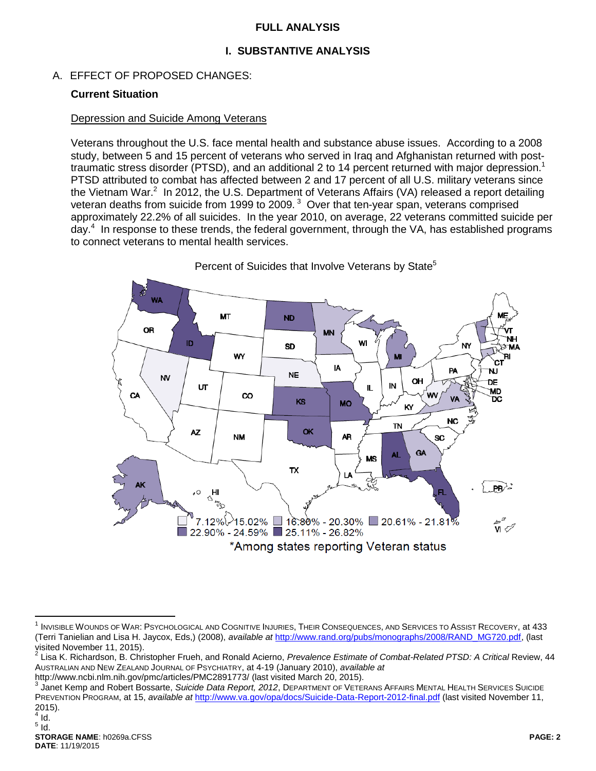# FULL ANALYSIS

## I. SUBSTANTIVE ANALYSIS

### A. EFFECT OF PROPOSED CHANGES:

**Current Situation**

Depression and Suicide Among Veterans

Veterans throughout the U.S. face mental health and substance abuse issues. According to a 2008 study, between 5 and 15 percent of veterans who served in Iraq and Afghanistan returned with post-traumatic stress disorder (PTSD), and an additional 2 to 14 percent returned with major depression.[1] PTSD attributed to combat has affected between 2 and 17 percent of all U.S. military veterans since the Vietnam War.[2] In 2012, the U.S. Department of Veterans Affairs (VA) released a report detailing veteran deaths from suicide from 1999 to 2009.[3] Over that ten-year span, veterans comprised approximately 22.2% of all suicides. In the year 2010, on average, 22 veterans committed suicide per day.[4] In response to these trends, the federal government, through the VA, has established programs to connect veterans to mental health services.

Percent of Suicides that Involve Veterans by State[5]

7.12% - 15.02% | 16.80% - 20.30% | 20.61% - 21.81% | 22.90% - 24.59% | 25.11% - 26.82%

*Among states reporting Veteran status

---

[1] INVISIBLE WOUNDS OF WAR: PSYCHOLOGICAL AND COGNITIVE INJURIES, THEIR CONSEQUENCES, AND SERVICES TO ASSIST RECOVERY, at 433 (Terri Tanielian and Lisa H. Jaycox, Eds,) (2008), *available at* http://www.rand.org/pubs/monographs/2008/RAND_MG720.pdf, (last visited November 11, 2015).

[2] Lisa K. Richardson, B. Christopher Frueh, and Ronald Acierno, *Prevalence Estimate of Combat-Related PTSD: A Critical* Review, 44 AUSTRALIAN AND NEW ZEALAND JOURNAL OF PSYCHIATRY, at 4-19 (January 2010), *available at* http://www.ncbi.nlm.nih.gov/pmc/articles/PMC2891773/ (last visited March 20, 2015).

[3] Janet Kemp and Robert Bossarte, *Suicide Data Report, 2012*, DEPARTMENT OF VETERANS AFFAIRS MENTAL HEALTH SERVICES SUICIDE PREVENTION PROGRAM, at 15, *available at* http://www.va.gov/opa/docs/Suicide-Data-Report-2012-final.pdf (last visited November 11, 2015).

[4] Id.

[5] Id.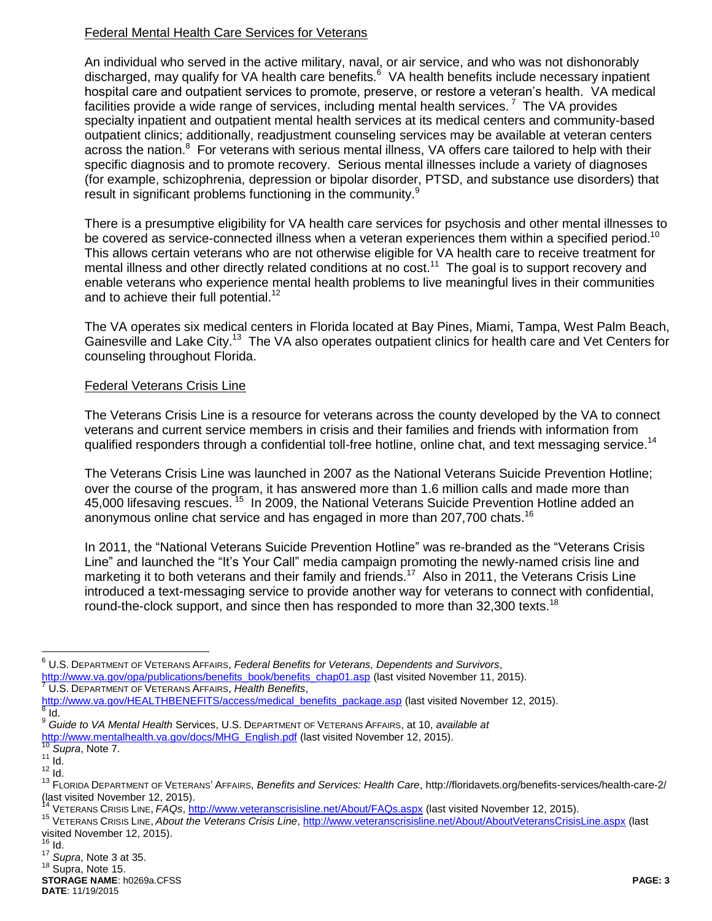Federal Mental Health Care Services for Veterans

An individual who served in the active military, naval, or air service, and who was not dishonorably discharged, may qualify for VA health care benefits.[6] VA health benefits include necessary inpatient hospital care and outpatient services to promote, preserve, or restore a veteran's health. VA medical facilities provide a wide range of services, including mental health services.[7] The VA provides specialty inpatient and outpatient mental health services at its medical centers and community-based outpatient clinics; additionally, readjustment counseling services may be available at veteran centers across the nation.[8] For veterans with serious mental illness, VA offers care tailored to help with their specific diagnosis and to promote recovery. Serious mental illnesses include a variety of diagnoses (for example, schizophrenia, depression or bipolar disorder, PTSD, and substance use disorders) that result in significant problems functioning in the community.[9]

There is a presumptive eligibility for VA health care services for psychosis and other mental illnesses to be covered as service-connected illness when a veteran experiences them within a specified period.[10] This allows certain veterans who are not otherwise eligible for VA health care to receive treatment for mental illness and other directly related conditions at no cost.[11] The goal is to support recovery and enable veterans who experience mental health problems to live meaningful lives in their communities and to achieve their full potential.[12]

The VA operates six medical centers in Florida located at Bay Pines, Miami, Tampa, West Palm Beach, Gainesville and Lake City.[13] The VA also operates outpatient clinics for health care and Vet Centers for counseling throughout Florida.

Federal Veterans Crisis Line

The Veterans Crisis Line is a resource for veterans across the county developed by the VA to connect veterans and current service members in crisis and their families and friends with information from qualified responders through a confidential toll-free hotline, online chat, and text messaging service.[14]

The Veterans Crisis Line was launched in 2007 as the National Veterans Suicide Prevention Hotline; over the course of the program, it has answered more than 1.6 million calls and made more than 45,000 lifesaving rescues.[15] In 2009, the National Veterans Suicide Prevention Hotline added an anonymous online chat service and has engaged in more than 207,700 chats.[16]

In 2011, the "National Veterans Suicide Prevention Hotline" was re-branded as the "Veterans Crisis Line" and launched the "It's Your Call" media campaign promoting the newly-named crisis line and marketing it to both veterans and their family and friends.[17] Also in 2011, the Veterans Crisis Line introduced a text-messaging service to provide another way for veterans to connect with confidential, round-the-clock support, and since then has responded to more than 32,300 texts.[18]

---

[6] U.S. Department of Veterans Affairs, *Federal Benefits for Veterans, Dependents and Survivors*, http://www.va.gov/opa/publications/benefits_book/benefits_chap01.asp (last visited November 11, 2015).

[7] U.S. Department of Veterans Affairs, *Health Benefits*, http://www.va.gov/HEALTHBENEFITS/access/medical_benefits_package.asp (last visited November 12, 2015).

[8] Id.

[9] *Guide to VA Mental Health* Services, U.S. Department of Veterans Affairs, at 10, *available at* http://www.mentalhealth.va.gov/docs/MHG_English.pdf (last visited November 12, 2015).

[10] *Supra*, Note 7.

[11] Id.

[12] Id.

[13] Florida Department of Veterans' Affairs, *Benefits and Services: Health Care*, http://floridavets.org/benefits-services/health-care-2/ (last visited November 12, 2015).

[14] Veterans Crisis Line, *FAQs*, http://www.veteranscrisisline.net/About/FAQs.aspx (last visited November 12, 2015).

[15] Veterans Crisis Line, *About the Veterans Crisis Line*, http://www.veteranscrisisline.net/About/AboutVeteransCrisisLine.aspx (last visited November 12, 2015).

[16] Id.

[17] *Supra*, Note 3 at 35.

[18] Supra, Note 15.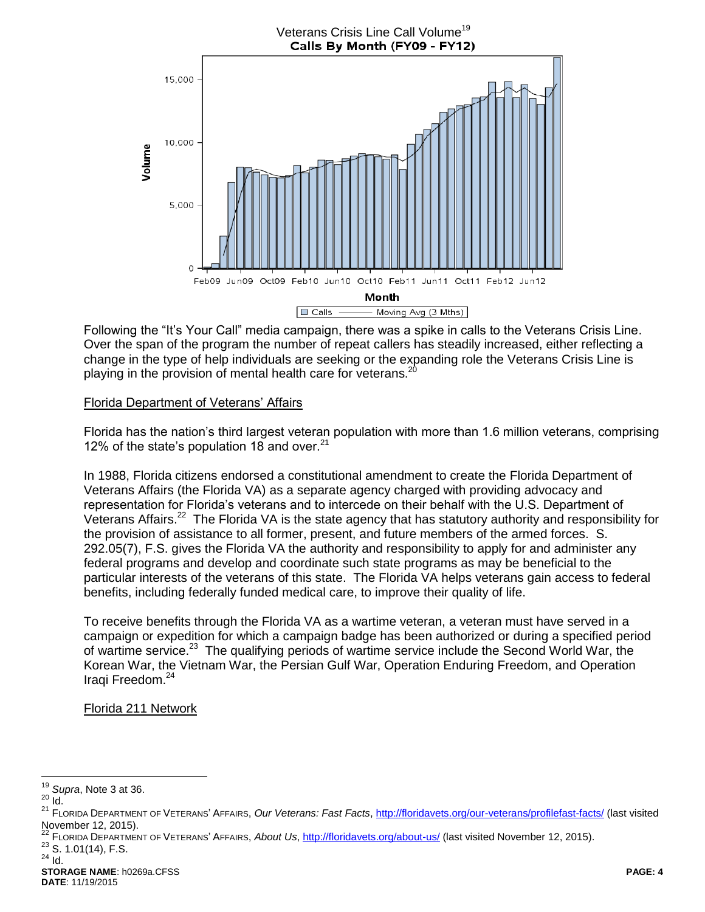Veterans Crisis Line Call Volume[19]

**Calls By Month (FY09 - FY12)**

Following the "It's Your Call" media campaign, there was a spike in calls to the Veterans Crisis Line. Over the span of the program the number of repeat callers has steadily increased, either reflecting a change in the type of help individuals are seeking or the expanding role the Veterans Crisis Line is playing in the provision of mental health care for veterans.[20]

Florida Department of Veterans' Affairs

Florida has the nation's third largest veteran population with more than 1.6 million veterans, comprising 12% of the state's population 18 and over.[21]

In 1988, Florida citizens endorsed a constitutional amendment to create the Florida Department of Veterans Affairs (the Florida VA) as a separate agency charged with providing advocacy and representation for Florida's veterans and to intercede on their behalf with the U.S. Department of Veterans Affairs.[22] The Florida VA is the state agency that has statutory authority and responsibility for the provision of assistance to all former, present, and future members of the armed forces. S. 292.05(7), F.S. gives the Florida VA the authority and responsibility to apply for and administer any federal programs and develop and coordinate such state programs as may be beneficial to the particular interests of the veterans of this state. The Florida VA helps veterans gain access to federal benefits, including federally funded medical care, to improve their quality of life.

To receive benefits through the Florida VA as a wartime veteran, a veteran must have served in a campaign or expedition for which a campaign badge has been authorized or during a specified period of wartime service.[23] The qualifying periods of wartime service include the Second World War, the Korean War, the Vietnam War, the Persian Gulf War, Operation Enduring Freedom, and Operation Iraqi Freedom.[24]

Florida 211 Network

---

[19] *Supra*, Note 3 at 36.

[20] Id.

[21] FLORIDA DEPARTMENT OF VETERANS' AFFAIRS, *Our Veterans: Fast Facts*, http://floridavets.org/our-veterans/profilefast-facts/ (last visited November 12, 2015).

[22] FLORIDA DEPARTMENT OF VETERANS' AFFAIRS, *About Us*, http://floridavets.org/about-us/ (last visited November 12, 2015).

[23] S. 1.01(14), F.S.

[24] Id.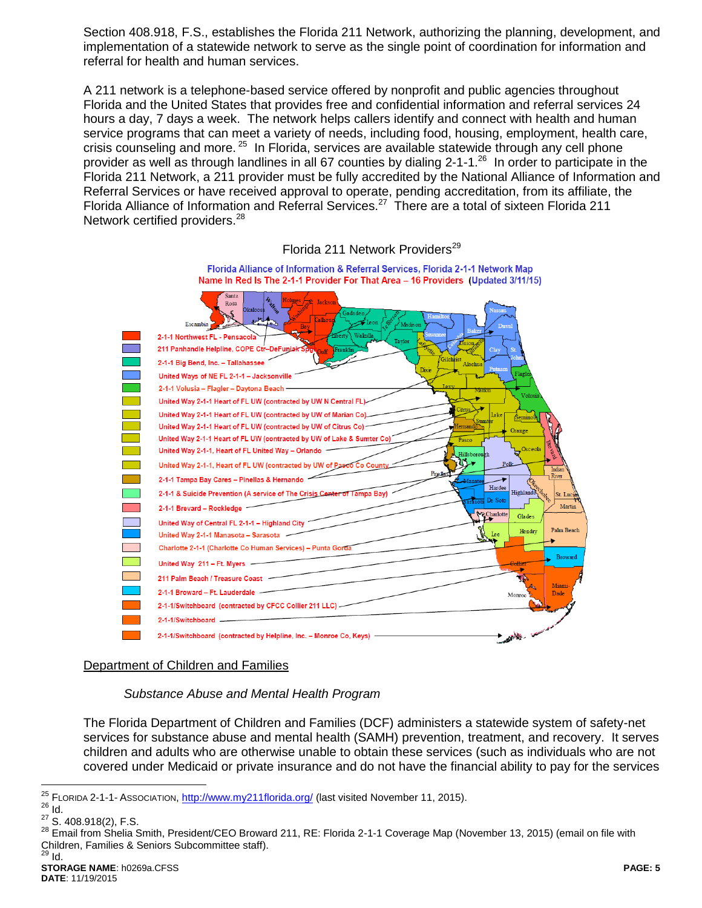Section 408.918, F.S., establishes the Florida 211 Network, authorizing the planning, development, and implementation of a statewide network to serve as the single point of coordination for information and referral for health and human services.

A 211 network is a telephone-based service offered by nonprofit and public agencies throughout Florida and the United States that provides free and confidential information and referral services 24 hours a day, 7 days a week. The network helps callers identify and connect with health and human service programs that can meet a variety of needs, including food, housing, employment, health care, crisis counseling and more.[25] In Florida, services are available statewide through any cell phone provider as well as through landlines in all 67 counties by dialing 2-1-1.[26] In order to participate in the Florida 211 Network, a 211 provider must be fully accredited by the National Alliance of Information and Referral Services or have received approval to operate, pending accreditation, from its affiliate, the Florida Alliance of Information and Referral Services.[27] There are a total of sixteen Florida 211 Network certified providers.[28]

Florida 211 Network Providers[29]

Florida Alliance of Information & Referral Services, Florida 2-1-1 Network Map
Name In Red Is The 2-1-1 Provider For That Area – 16 Providers (Updated 3/11/15)

- 2-1-1 Northwest FL - Pensacola
- 211 Panhandle Helpline, COPE Ctr–DeFuniak Spgs
- 2-1-1 Big Bend, Inc. – Tallahassee
- United Ways of NE FL 2-1-1 – Jacksonville
- 2-1-1 Volusia – Flagler – Daytona Beach
- United Way 2-1-1 Heart of FL UW (contracted by UW N Central FL)
- United Way 2-1-1 Heart of FL UW (contracted by UW of Marian Co)
- United Way 2-1-1 Heart of FL UW (contracted by UW of Citrus Co)
- United Way 2-1-1 Heart of FL UW (contracted by UW of Lake & Sumter Co)
- United Way 2-1-1, Heart of FL United Way – Orlando
- United Way 2-1-1, Heart of FL UW (contracted by UW of Pasco Co County
- 2-1-1 Tampa Bay Cares – Pinellas & Hernando
- 2-1-1 & Suicide Prevention (A service of The Crisis Center of Tampa Bay)
- 2-1-1 Brevard – Rockledge
- United Way of Central FL 2-1-1 – Highland City
- United Way 2-1-1 Manasota – Sarasota
- Charlotte 2-1-1 (Charlotte Co Human Services) – Punta Gorda
- United Way 211 – Ft. Myers
- 211 Palm Beach / Treasure Coast
- 2-1-1 Broward – Ft. Lauderdale
- 2-1-1/Switchboard (contracted by CFCC Collier 211 LLC)
- 2-1-1/Switchboard
- 2-1-1/Switchboard (contracted by Helpline, Inc. – Monroe Co, Keys)

## Department of Children and Families

### *Substance Abuse and Mental Health Program*

The Florida Department of Children and Families (DCF) administers a statewide system of safety-net services for substance abuse and mental health (SAMH) prevention, treatment, and recovery. It serves children and adults who are otherwise unable to obtain these services (such as individuals who are not covered under Medicaid or private insurance and do not have the financial ability to pay for the services

[25] FLORIDA 2-1-1- ASSOCIATION, http://www.my211florida.org/ (last visited November 11, 2015).
[26] Id.
[27] S. 408.918(2), F.S.
[28] Email from Shelia Smith, President/CEO Broward 211, RE: Florida 2-1-1 Coverage Map (November 13, 2015) (email on file with Children, Families & Seniors Subcommittee staff).
[29] Id.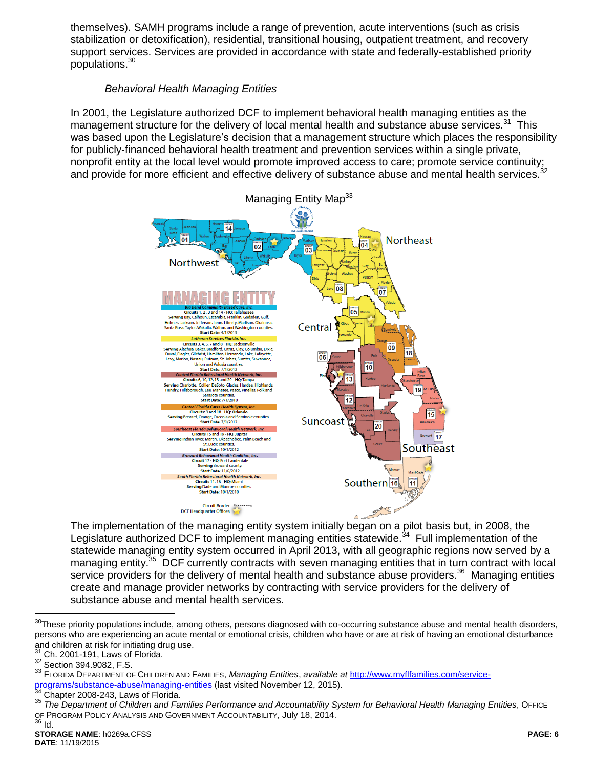themselves). SAMH programs include a range of prevention, acute interventions (such as crisis stabilization or detoxification), residential, transitional housing, outpatient treatment, and recovery support services. Services are provided in accordance with state and federally-established priority populations.[30]

*Behavioral Health Managing Entities*

In 2001, the Legislature authorized DCF to implement behavioral health managing entities as the management structure for the delivery of local mental health and substance abuse services.[31] This was based upon the Legislature's decision that a management structure which places the responsibility for publicly-financed behavioral health treatment and prevention services within a single private, nonprofit entity at the local level would promote improved access to care; promote service continuity; and provide for more efficient and effective delivery of substance abuse and mental health services.[32]

Managing Entity Map[33]

The implementation of the managing entity system initially began on a pilot basis but, in 2008, the Legislature authorized DCF to implement managing entities statewide.[34] Full implementation of the statewide managing entity system occurred in April 2013, with all geographic regions now served by a managing entity.[35] DCF currently contracts with seven managing entities that in turn contract with local service providers for the delivery of mental health and substance abuse providers.[36] Managing entities create and manage provider networks by contracting with service providers for the delivery of substance abuse and mental health services.

---

[30] These priority populations include, among others, persons diagnosed with co-occurring substance abuse and mental health disorders, persons who are experiencing an acute mental or emotional crisis, children who have or are at risk of having an emotional disturbance and children at risk for initiating drug use.

[31] Ch. 2001-191, Laws of Florida.

[32] Section 394.9082, F.S.

[33] Florida Department of Children and Families, *Managing Entities*, *available at* http://www.myflfamilies.com/service-programs/substance-abuse/managing-entities (last visited November 12, 2015).

[34] Chapter 2008-243, Laws of Florida.

[35] *The Department of Children and Families Performance and Accountability System for Behavioral Health Managing Entities*, Office of Program Policy Analysis and Government Accountability, July 18, 2014.

[36] Id.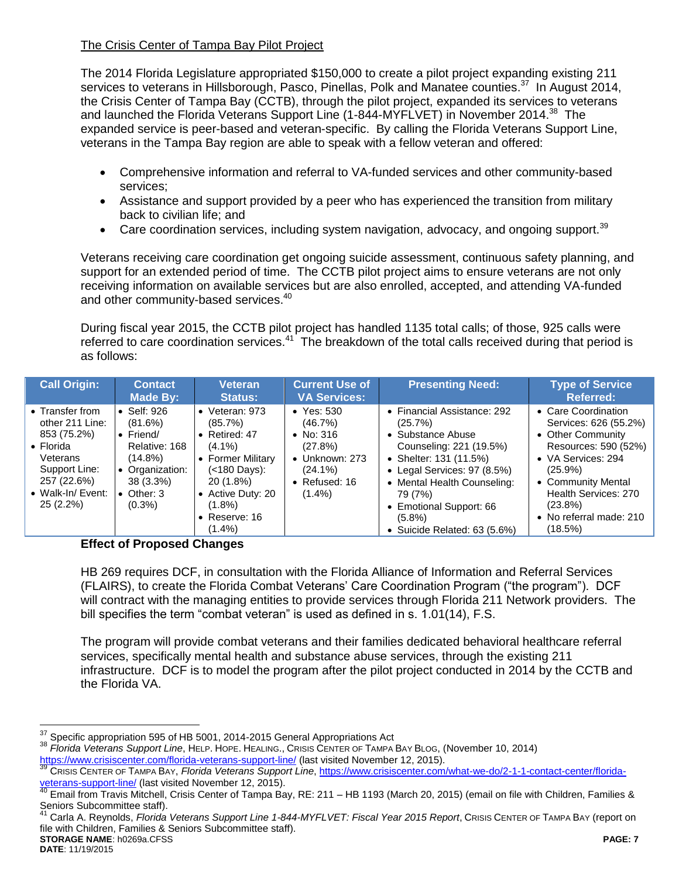The Crisis Center of Tampa Bay Pilot Project

The 2014 Florida Legislature appropriated $150,000 to create a pilot project expanding existing 211 services to veterans in Hillsborough, Pasco, Pinellas, Polk and Manatee counties.[37] In August 2014, the Crisis Center of Tampa Bay (CCTB), through the pilot project, expanded its services to veterans and launched the Florida Veterans Support Line (1-844-MYFLVET) in November 2014.[38] The expanded service is peer-based and veteran-specific. By calling the Florida Veterans Support Line, veterans in the Tampa Bay region are able to speak with a fellow veteran and offered:

- Comprehensive information and referral to VA-funded services and other community-based services;
- Assistance and support provided by a peer who has experienced the transition from military back to civilian life; and
- Care coordination services, including system navigation, advocacy, and ongoing support.[39]

Veterans receiving care coordination get ongoing suicide assessment, continuous safety planning, and support for an extended period of time. The CCTB pilot project aims to ensure veterans are not only receiving information on available services but are also enrolled, accepted, and attending VA-funded and other community-based services.[40]

During fiscal year 2015, the CCTB pilot project has handled 1135 total calls; of those, 925 calls were referred to care coordination services.[41] The breakdown of the total calls received during that period is as follows:

| Call Origin: | Contact Made By: | Veteran Status: | Current Use of VA Services: | Presenting Need: | Type of Service Referred: |
|---|---|---|---|---|---|
| • Transfer from other 211 Line: 853 (75.2%)<br>• Florida Veterans Support Line: 257 (22.6%)<br>• Walk-In/ Event: 25 (2.2%) | • Self: 926 (81.6%)<br>• Friend/ Relative: 168 (14.8%)<br>• Organization: 38 (3.3%)<br>• Other: 3 (0.3%) | • Veteran: 973 (85.7%)<br>• Retired: 47 (4.1%)<br>• Former Military (<180 Days): 20 (1.8%)<br>• Active Duty: 20 (1.8%)<br>• Reserve: 16 (1.4%) | • Yes: 530 (46.7%)<br>• No: 316 (27.8%)<br>• Unknown: 273 (24.1%)<br>• Refused: 16 (1.4%) | • Financial Assistance: 292 (25.7%)<br>• Substance Abuse Counseling: 221 (19.5%)<br>• Shelter: 131 (11.5%)<br>• Legal Services: 97 (8.5%)<br>• Mental Health Counseling: 79 (7%)<br>• Emotional Support: 66 (5.8%)<br>• Suicide Related: 63 (5.6%) | • Care Coordination Services: 626 (55.2%)<br>• Other Community Resources: 590 (52%)<br>• VA Services: 294 (25.9%)<br>• Community Mental Health Services: 270 (23.8%)<br>• No referral made: 210 (18.5%) |

**Effect of Proposed Changes**

HB 269 requires DCF, in consultation with the Florida Alliance of Information and Referral Services (FLAIRS), to create the Florida Combat Veterans' Care Coordination Program ("the program"). DCF will contract with the managing entities to provide services through Florida 211 Network providers. The bill specifies the term "combat veteran" is used as defined in s. 1.01(14), F.S.

The program will provide combat veterans and their families dedicated behavioral healthcare referral services, specifically mental health and substance abuse services, through the existing 211 infrastructure. DCF is to model the program after the pilot project conducted in 2014 by the CCTB and the Florida VA.

---

[37] Specific appropriation 595 of HB 5001, 2014-2015 General Appropriations Act

[38] *Florida Veterans Support Line*, HELP. HOPE. HEALING., CRISIS CENTER OF TAMPA BAY BLOG, (November 10, 2014) https://www.crisiscenter.com/florida-veterans-support-line/ (last visited November 12, 2015).

[39] CRISIS CENTER OF TAMPA BAY, *Florida Veterans Support Line*, https://www.crisiscenter.com/what-we-do/2-1-1-contact-center/florida-veterans-support-line/ (last visited November 12, 2015).

[40] Email from Travis Mitchell, Crisis Center of Tampa Bay, RE: 211 – HB 1193 (March 20, 2015) (email on file with Children, Families & Seniors Subcommittee staff).

[41] Carla A. Reynolds, *Florida Veterans Support Line 1-844-MYFLVET: Fiscal Year 2015 Report*, CRISIS CENTER OF TAMPA BAY (report on file with Children, Families & Seniors Subcommittee staff).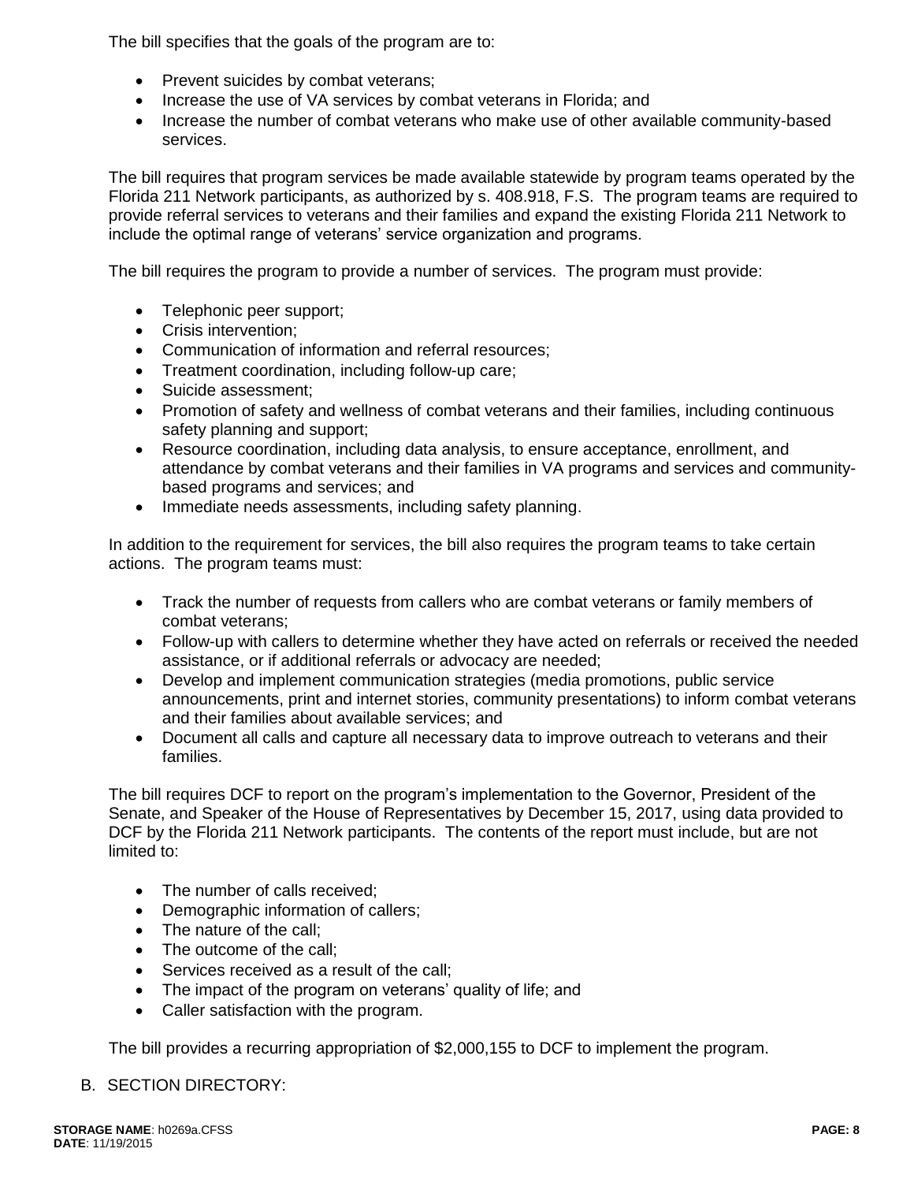The bill specifies that the goals of the program are to:

- Prevent suicides by combat veterans;
- Increase the use of VA services by combat veterans in Florida; and
- Increase the number of combat veterans who make use of other available community-based services.

The bill requires that program services be made available statewide by program teams operated by the Florida 211 Network participants, as authorized by s. 408.918, F.S. The program teams are required to provide referral services to veterans and their families and expand the existing Florida 211 Network to include the optimal range of veterans' service organization and programs.

The bill requires the program to provide a number of services. The program must provide:

- Telephonic peer support;
- Crisis intervention;
- Communication of information and referral resources;
- Treatment coordination, including follow-up care;
- Suicide assessment;
- Promotion of safety and wellness of combat veterans and their families, including continuous safety planning and support;
- Resource coordination, including data analysis, to ensure acceptance, enrollment, and attendance by combat veterans and their families in VA programs and services and community-based programs and services; and
- Immediate needs assessments, including safety planning.

In addition to the requirement for services, the bill also requires the program teams to take certain actions. The program teams must:

- Track the number of requests from callers who are combat veterans or family members of combat veterans;
- Follow-up with callers to determine whether they have acted on referrals or received the needed assistance, or if additional referrals or advocacy are needed;
- Develop and implement communication strategies (media promotions, public service announcements, print and internet stories, community presentations) to inform combat veterans and their families about available services; and
- Document all calls and capture all necessary data to improve outreach to veterans and their families.

The bill requires DCF to report on the program's implementation to the Governor, President of the Senate, and Speaker of the House of Representatives by December 15, 2017, using data provided to DCF by the Florida 211 Network participants. The contents of the report must include, but are not limited to:

- The number of calls received;
- Demographic information of callers;
- The nature of the call;
- The outcome of the call;
- Services received as a result of the call;
- The impact of the program on veterans' quality of life; and
- Caller satisfaction with the program.

The bill provides a recurring appropriation of $2,000,155 to DCF to implement the program.

B. SECTION DIRECTORY: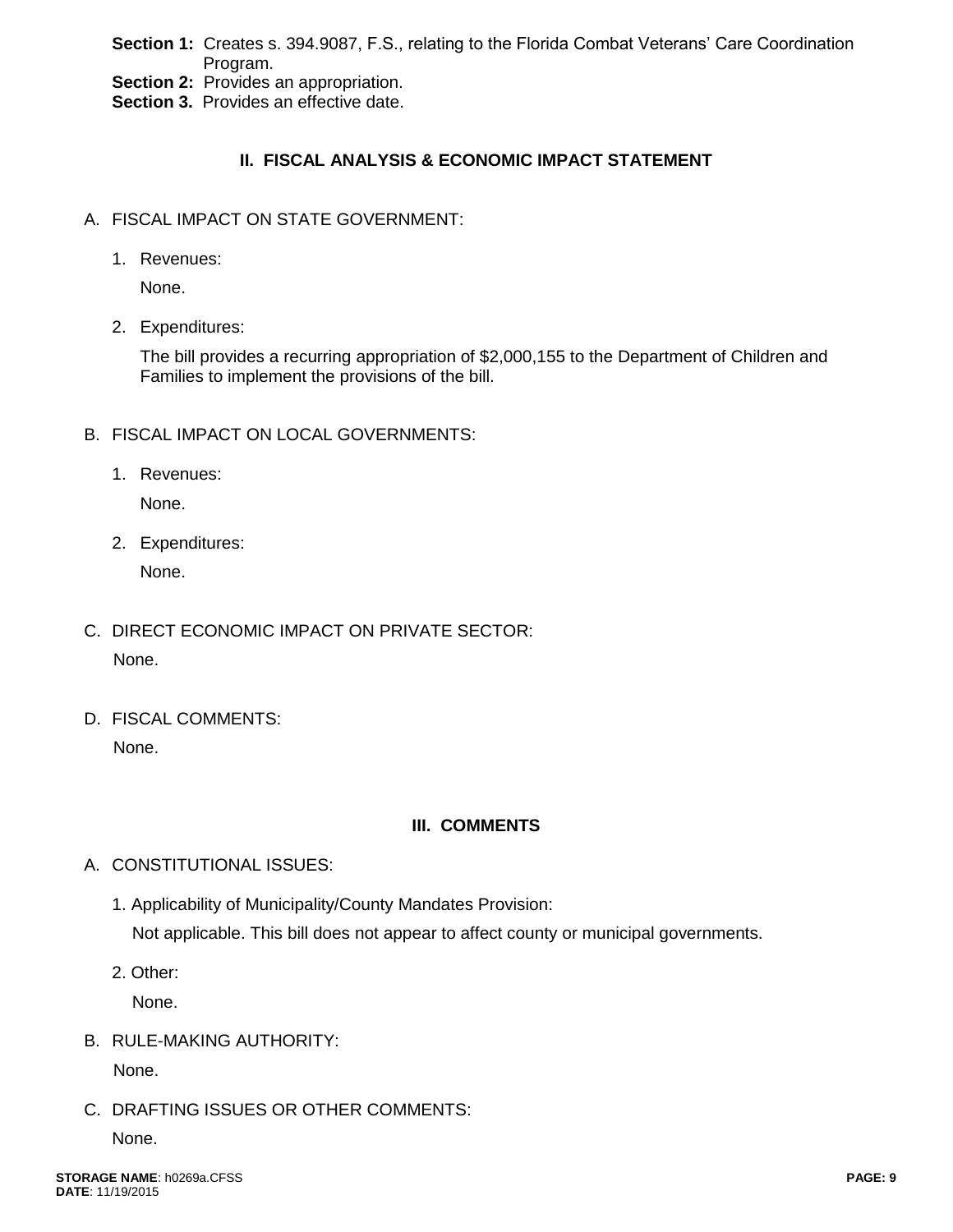**Section 1:** Creates s. 394.9087, F.S., relating to the Florida Combat Veterans' Care Coordination Program.
**Section 2:** Provides an appropriation.
**Section 3.** Provides an effective date.

## II. FISCAL ANALYSIS & ECONOMIC IMPACT STATEMENT

A. FISCAL IMPACT ON STATE GOVERNMENT:

1. Revenues:

   None.

2. Expenditures:

   The bill provides a recurring appropriation of $2,000,155 to the Department of Children and Families to implement the provisions of the bill.

B. FISCAL IMPACT ON LOCAL GOVERNMENTS:

1. Revenues:

   None.

2. Expenditures:

   None.

C. DIRECT ECONOMIC IMPACT ON PRIVATE SECTOR:

   None.

D. FISCAL COMMENTS:

   None.

## III. COMMENTS

A. CONSTITUTIONAL ISSUES:

1. Applicability of Municipality/County Mandates Provision:

   Not applicable. This bill does not appear to affect county or municipal governments.

2. Other:

   None.

B. RULE-MAKING AUTHORITY:

   None.

C. DRAFTING ISSUES OR OTHER COMMENTS:

   None.

**STORAGE NAME**: h0269a.CFSS
**DATE**: 11/19/2015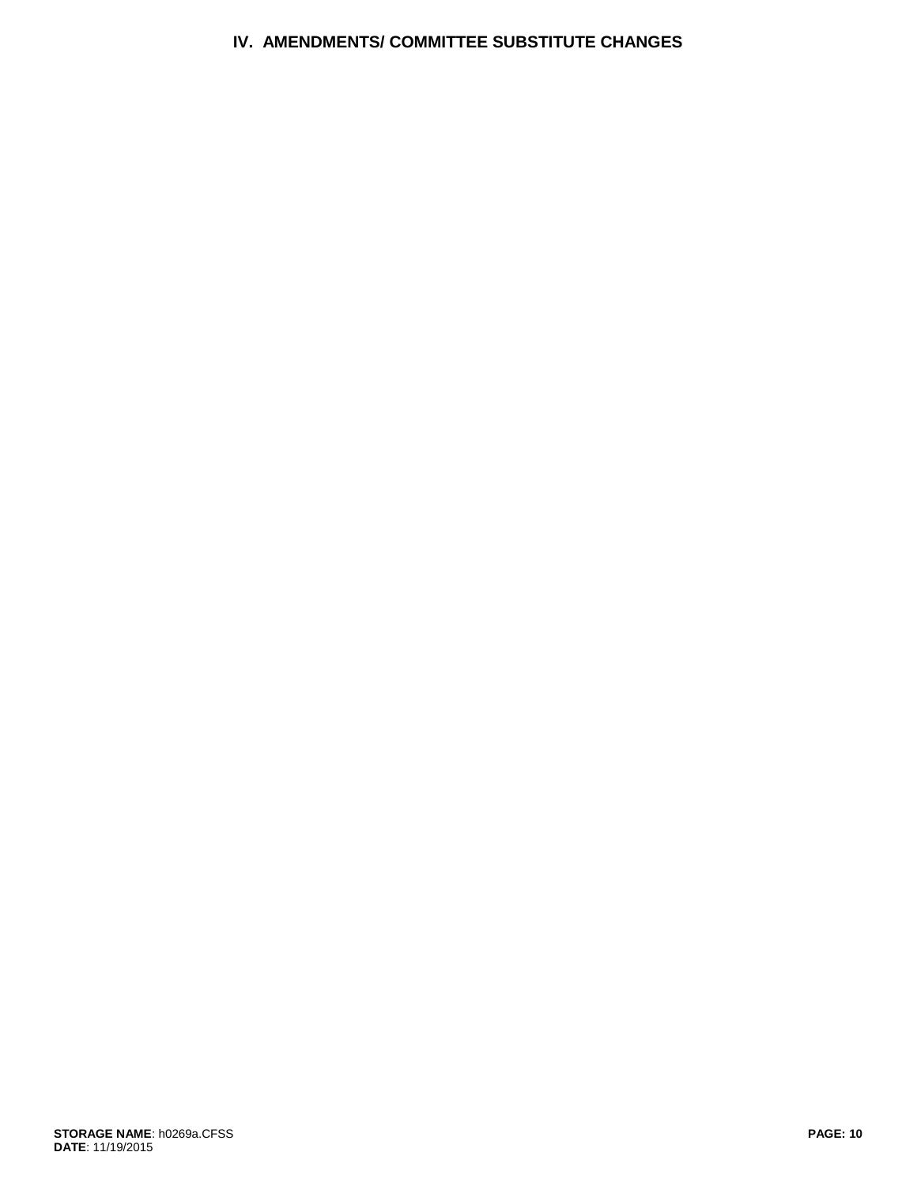## IV. AMENDMENTS/ COMMITTEE SUBSTITUTE CHANGES